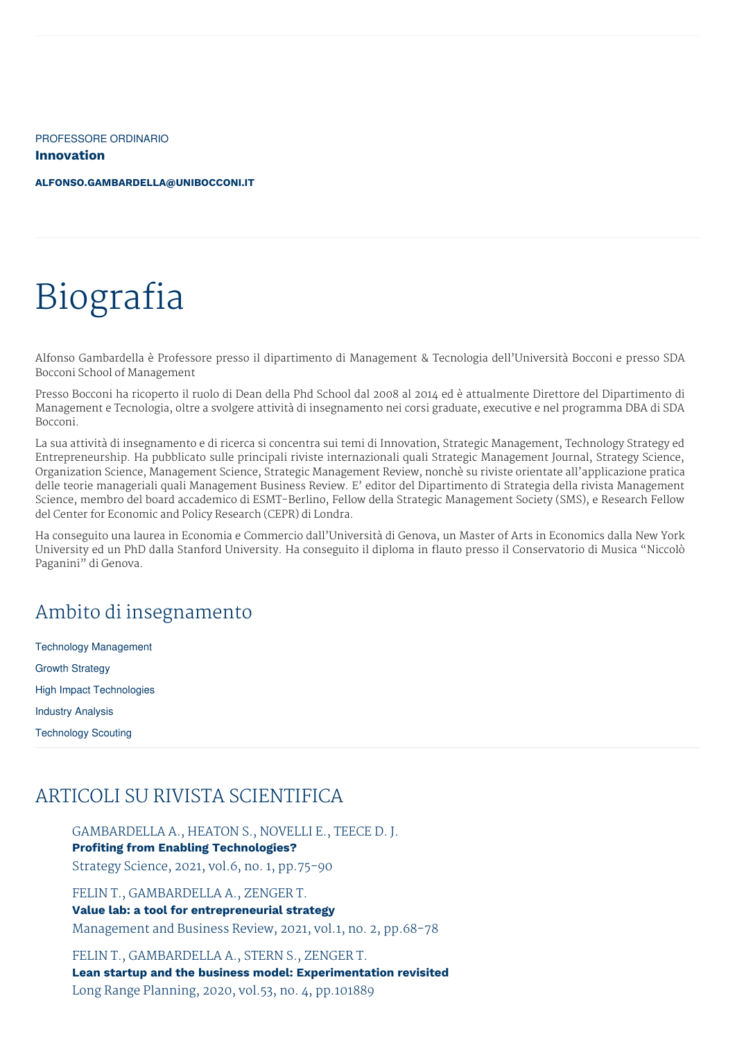PROFESSORE ORDINARIO

**Innovation**

**ALFONSO.GAMBARDELLA@UNIBOCCONI.IT**

# Biografia

Alfonso Gambardella è Professore presso il dipartimento di Management & Tecnologia dell'Università Bocconi e presso SDA Bocconi School of Management

Presso Bocconi ha ricoperto il ruolo di Dean della Phd School dal 2008 al 2014 ed è attualmente Direttore del Dipartimento di Management e Tecnologia, oltre a svolgere attività di insegnamento nei corsi graduate, executive e nel programma DBA di SDA Bocconi.

La sua attività di insegnamento e di ricerca si concentra sui temi di Innovation, Strategic Management, Technology Strategy ed Entrepreneurship. Ha pubblicato sulle principali riviste internazionali quali Strategic Management Journal, Strategy Science, Organization Science, Management Science, Strategic Management Review, nonchè su riviste orientate all'applicazione pratica delle teorie manageriali quali Management Business Review. E' editor del Dipartimento di Strategia della rivista Management Science, membro del board accademico di ESMT-Berlino, Fellow della Strategic Management Society (SMS), e Research Fellow del Center for Economic and Policy Research (CEPR) di Londra.

Ha conseguito una laurea in Economia e Commercio dall'Università di Genova, un Master of Arts in Economics dalla New York University ed un PhD dalla Stanford University. Ha conseguito il diploma in flauto presso il Conservatorio di Musica "Niccolò Paganini" di Genova.

## Ambito di insegnamento

Technology Management

Growth Strategy

High Impact Technologies

Industry Analysis

Technology Scouting

## ARTICOLI SU RIVISTA SCIENTIFICA

GAMBARDELLA A., HEATON S., NOVELLI E., TEECE D. J.
**Profiting from Enabling Technologies?**
Strategy Science, 2021, vol.6, no. 1, pp.75-90

FELIN T., GAMBARDELLA A., ZENGER T.
**Value lab: a tool for entrepreneurial strategy**
Management and Business Review, 2021, vol.1, no. 2, pp.68-78

FELIN T., GAMBARDELLA A., STERN S., ZENGER T.
**Lean startup and the business model: Experimentation revisited**
Long Range Planning, 2020, vol.53, no. 4, pp.101889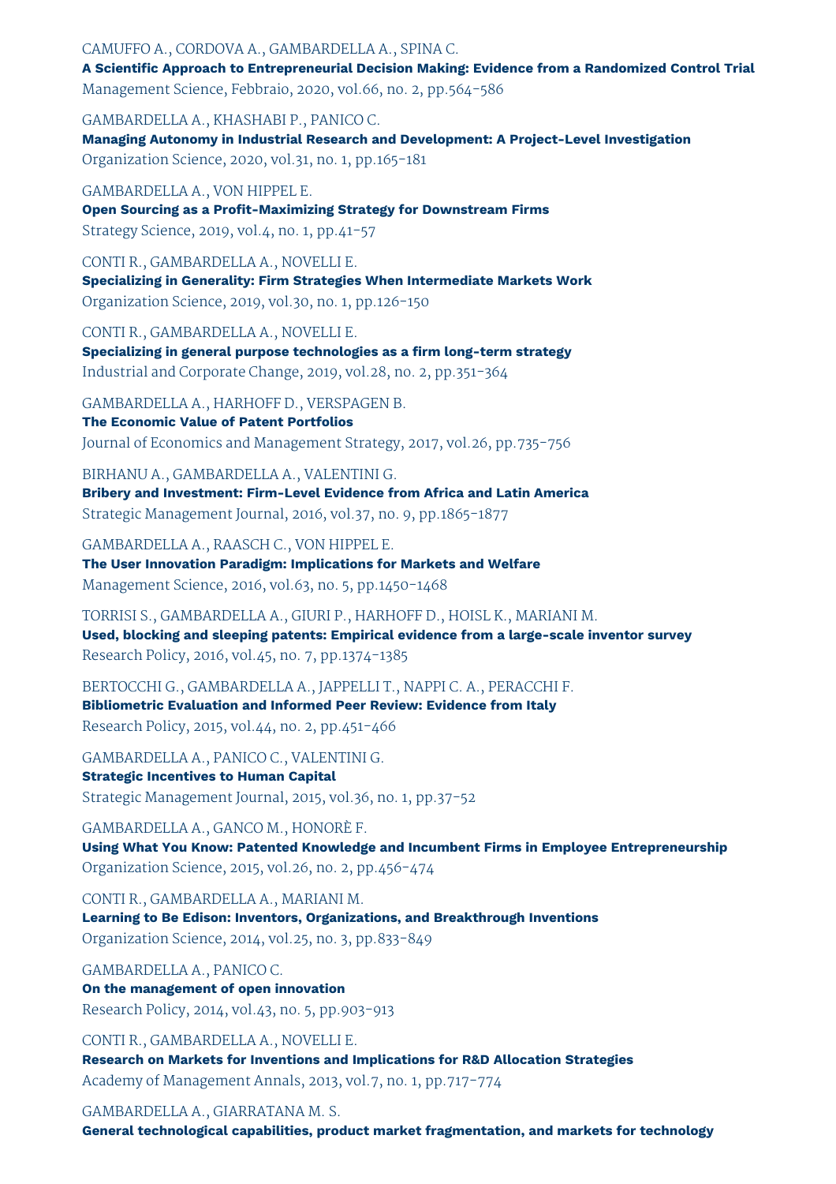CAMUFFO A., CORDOVA A., GAMBARDELLA A., SPINA C.
**A Scientific Approach to Entrepreneurial Decision Making: Evidence from a Randomized Control Trial**
Management Science, Febbraio, 2020, vol.66, no. 2, pp.564-586

GAMBARDELLA A., KHASHABI P., PANICO C.
**Managing Autonomy in Industrial Research and Development: A Project-Level Investigation**
Organization Science, 2020, vol.31, no. 1, pp.165-181

GAMBARDELLA A., VON HIPPEL E.
**Open Sourcing as a Profit-Maximizing Strategy for Downstream Firms**
Strategy Science, 2019, vol.4, no. 1, pp.41-57

CONTI R., GAMBARDELLA A., NOVELLI E.
**Specializing in Generality: Firm Strategies When Intermediate Markets Work**
Organization Science, 2019, vol.30, no. 1, pp.126-150

CONTI R., GAMBARDELLA A., NOVELLI E.
**Specializing in general purpose technologies as a firm long-term strategy**
Industrial and Corporate Change, 2019, vol.28, no. 2, pp.351-364

GAMBARDELLA A., HARHOFF D., VERSPAGEN B.
**The Economic Value of Patent Portfolios**
Journal of Economics and Management Strategy, 2017, vol.26, pp.735-756

BIRHANU A., GAMBARDELLA A., VALENTINI G.
**Bribery and Investment: Firm-Level Evidence from Africa and Latin America**
Strategic Management Journal, 2016, vol.37, no. 9, pp.1865-1877

GAMBARDELLA A., RAASCH C., VON HIPPEL E.
**The User Innovation Paradigm: Implications for Markets and Welfare**
Management Science, 2016, vol.63, no. 5, pp.1450-1468

TORRISI S., GAMBARDELLA A., GIURI P., HARHOFF D., HOISL K., MARIANI M.
**Used, blocking and sleeping patents: Empirical evidence from a large-scale inventor survey**
Research Policy, 2016, vol.45, no. 7, pp.1374-1385

BERTOCCHI G., GAMBARDELLA A., JAPPELLI T., NAPPI C. A., PERACCHI F.
**Bibliometric Evaluation and Informed Peer Review: Evidence from Italy**
Research Policy, 2015, vol.44, no. 2, pp.451-466

GAMBARDELLA A., PANICO C., VALENTINI G.
**Strategic Incentives to Human Capital**
Strategic Management Journal, 2015, vol.36, no. 1, pp.37-52

GAMBARDELLA A., GANCO M., HONORÈ F.
**Using What You Know: Patented Knowledge and Incumbent Firms in Employee Entrepreneurship**
Organization Science, 2015, vol.26, no. 2, pp.456-474

CONTI R., GAMBARDELLA A., MARIANI M.
**Learning to Be Edison: Inventors, Organizations, and Breakthrough Inventions**
Organization Science, 2014, vol.25, no. 3, pp.833-849

GAMBARDELLA A., PANICO C.
**On the management of open innovation**
Research Policy, 2014, vol.43, no. 5, pp.903-913

CONTI R., GAMBARDELLA A., NOVELLI E.
**Research on Markets for Inventions and Implications for R&D Allocation Strategies**
Academy of Management Annals, 2013, vol.7, no. 1, pp.717-774

GAMBARDELLA A., GIARRATANA M. S.
**General technological capabilities, product market fragmentation, and markets for technology**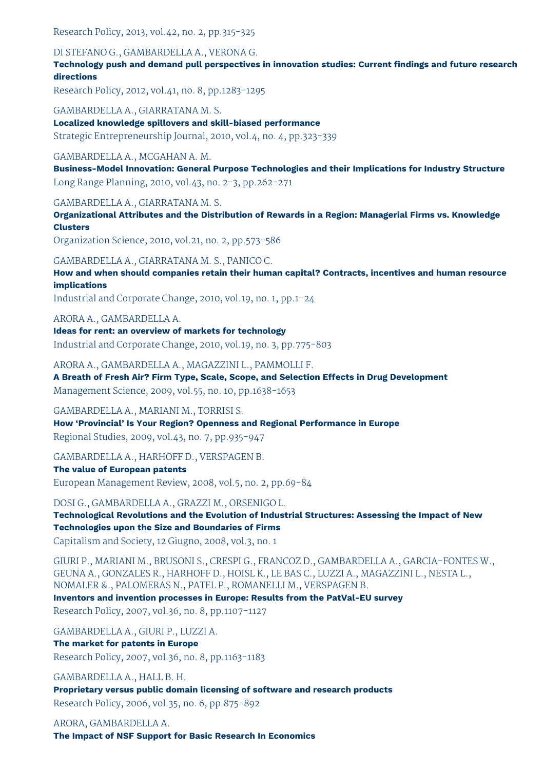Research Policy, 2013, vol.42, no. 2, pp.315-325

DI STEFANO G., GAMBARDELLA A., VERONA G.
**Technology push and demand pull perspectives in innovation studies: Current findings and future research directions**
Research Policy, 2012, vol.41, no. 8, pp.1283-1295

GAMBARDELLA A., GIARRATANA M. S.
**Localized knowledge spillovers and skill-biased performance**
Strategic Entrepreneurship Journal, 2010, vol.4, no. 4, pp.323-339

GAMBARDELLA A., MCGAHAN A. M.
**Business-Model Innovation: General Purpose Technologies and their Implications for Industry Structure**
Long Range Planning, 2010, vol.43, no. 2-3, pp.262-271

GAMBARDELLA A., GIARRATANA M. S.
**Organizational Attributes and the Distribution of Rewards in a Region: Managerial Firms vs. Knowledge Clusters**
Organization Science, 2010, vol.21, no. 2, pp.573-586

GAMBARDELLA A., GIARRATANA M. S., PANICO C.
**How and when should companies retain their human capital? Contracts, incentives and human resource implications**
Industrial and Corporate Change, 2010, vol.19, no. 1, pp.1-24

ARORA A., GAMBARDELLA A.
**Ideas for rent: an overview of markets for technology**
Industrial and Corporate Change, 2010, vol.19, no. 3, pp.775-803

ARORA A., GAMBARDELLA A., MAGAZZINI L., PAMMOLLI F.
**A Breath of Fresh Air? Firm Type, Scale, Scope, and Selection Effects in Drug Development**
Management Science, 2009, vol.55, no. 10, pp.1638-1653

GAMBARDELLA A., MARIANI M., TORRISI S.
**How 'Provincial' Is Your Region? Openness and Regional Performance in Europe**
Regional Studies, 2009, vol.43, no. 7, pp.935-947

GAMBARDELLA A., HARHOFF D., VERSPAGEN B.
**The value of European patents**
European Management Review, 2008, vol.5, no. 2, pp.69-84

DOSI G., GAMBARDELLA A., GRAZZI M., ORSENIGO L.
**Technological Revolutions and the Evolution of Industrial Structures: Assessing the Impact of New Technologies upon the Size and Boundaries of Firms**
Capitalism and Society, 12 Giugno, 2008, vol.3, no. 1

GIURI P., MARIANI M., BRUSONI S., CRESPI G., FRANCOZ D., GAMBARDELLA A., GARCIA-FONTES W., GEUNA A., GONZALES R., HARHOFF D., HOISL K., LE BAS C., LUZZI A., MAGAZZINI L., NESTA L., NOMALER &., PALOMERAS N., PATEL P., ROMANELLI M., VERSPAGEN B.
**Inventors and invention processes in Europe: Results from the PatVal-EU survey**
Research Policy, 2007, vol.36, no. 8, pp.1107-1127

GAMBARDELLA A., GIURI P., LUZZI A.
**The market for patents in Europe**
Research Policy, 2007, vol.36, no. 8, pp.1163-1183

GAMBARDELLA A., HALL B. H.
**Proprietary versus public domain licensing of software and research products**
Research Policy, 2006, vol.35, no. 6, pp.875-892

ARORA, GAMBARDELLA A.
**The Impact of NSF Support for Basic Research In Economics**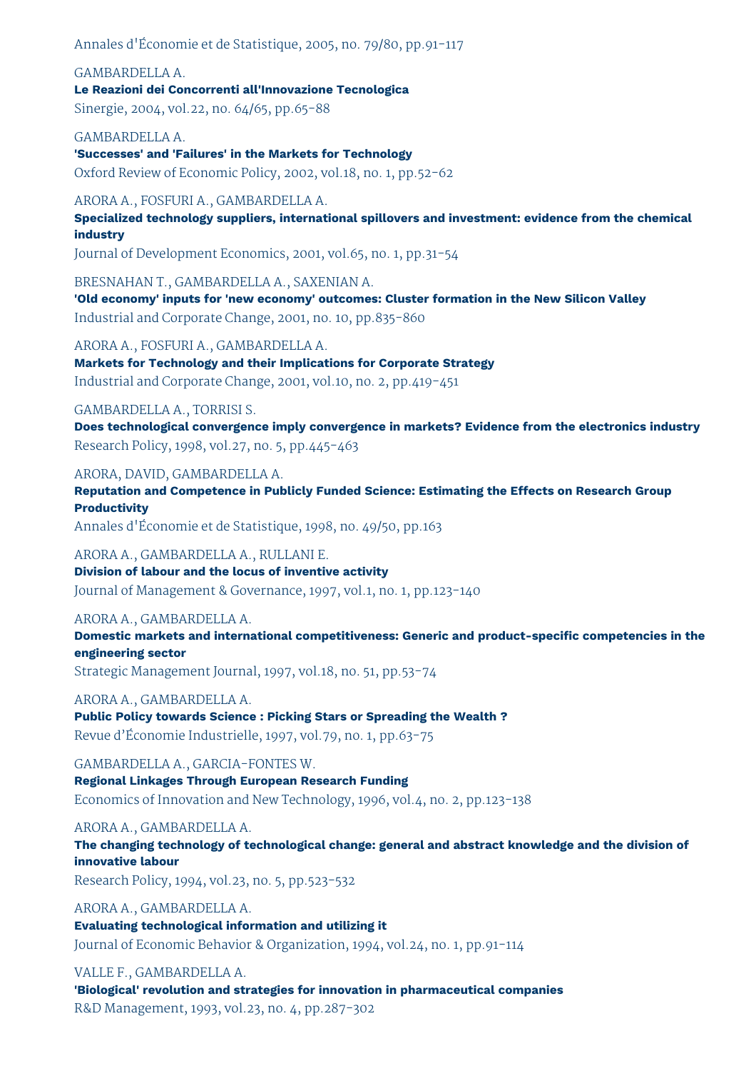Annales d'Économie et de Statistique, 2005, no. 79/80, pp.91-117

GAMBARDELLA A.
**Le Reazioni dei Concorrenti all'Innovazione Tecnologica**
Sinergie, 2004, vol.22, no. 64/65, pp.65-88

GAMBARDELLA A.
**'Successes' and 'Failures' in the Markets for Technology**
Oxford Review of Economic Policy, 2002, vol.18, no. 1, pp.52-62

ARORA A., FOSFURI A., GAMBARDELLA A.
**Specialized technology suppliers, international spillovers and investment: evidence from the chemical industry**
Journal of Development Economics, 2001, vol.65, no. 1, pp.31-54

BRESNAHAN T., GAMBARDELLA A., SAXENIAN A.
**'Old economy' inputs for 'new economy' outcomes: Cluster formation in the New Silicon Valley**
Industrial and Corporate Change, 2001, no. 10, pp.835-860

ARORA A., FOSFURI A., GAMBARDELLA A.
**Markets for Technology and their Implications for Corporate Strategy**
Industrial and Corporate Change, 2001, vol.10, no. 2, pp.419-451

GAMBARDELLA A., TORRISI S.
**Does technological convergence imply convergence in markets? Evidence from the electronics industry**
Research Policy, 1998, vol.27, no. 5, pp.445-463

ARORA, DAVID, GAMBARDELLA A.
**Reputation and Competence in Publicly Funded Science: Estimating the Effects on Research Group Productivity**
Annales d'Économie et de Statistique, 1998, no. 49/50, pp.163

ARORA A., GAMBARDELLA A., RULLANI E.
**Division of labour and the locus of inventive activity**
Journal of Management & Governance, 1997, vol.1, no. 1, pp.123-140

ARORA A., GAMBARDELLA A.
**Domestic markets and international competitiveness: Generic and product-specific competencies in the engineering sector**
Strategic Management Journal, 1997, vol.18, no. 51, pp.53-74

ARORA A., GAMBARDELLA A.
**Public Policy towards Science : Picking Stars or Spreading the Wealth ?**
Revue d'Économie Industrielle, 1997, vol.79, no. 1, pp.63-75

GAMBARDELLA A., GARCIA-FONTES W.
**Regional Linkages Through European Research Funding**
Economics of Innovation and New Technology, 1996, vol.4, no. 2, pp.123-138

ARORA A., GAMBARDELLA A.
**The changing technology of technological change: general and abstract knowledge and the division of innovative labour**
Research Policy, 1994, vol.23, no. 5, pp.523-532

ARORA A., GAMBARDELLA A.
**Evaluating technological information and utilizing it**
Journal of Economic Behavior & Organization, 1994, vol.24, no. 1, pp.91-114

VALLE F., GAMBARDELLA A.
**'Biological' revolution and strategies for innovation in pharmaceutical companies**
R&D Management, 1993, vol.23, no. 4, pp.287-302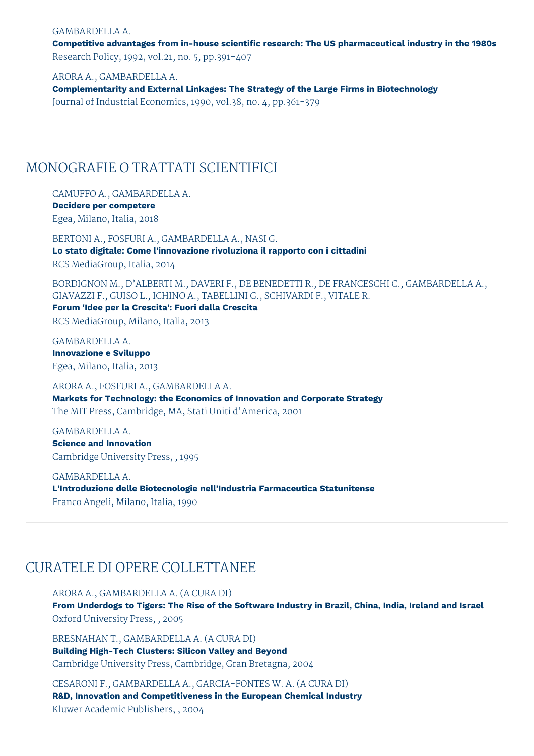GAMBARDELLA A.
**Competitive advantages from in-house scientific research: The US pharmaceutical industry in the 1980s**
Research Policy, 1992, vol.21, no. 5, pp.391-407

ARORA A., GAMBARDELLA A.
**Complementarity and External Linkages: The Strategy of the Large Firms in Biotechnology**
Journal of Industrial Economics, 1990, vol.38, no. 4, pp.361-379

## MONOGRAFIE O TRATTATI SCIENTIFICI

CAMUFFO A., GAMBARDELLA A.
**Decidere per competere**
Egea, Milano, Italia, 2018

BERTONI A., FOSFURI A., GAMBARDELLA A., NASI G.
**Lo stato digitale: Come l'innovazione rivoluziona il rapporto con i cittadini**
RCS MediaGroup, Italia, 2014

BORDIGNON M., D'ALBERTI M., DAVERI F., DE BENEDETTI R., DE FRANCESCHI C., GAMBARDELLA A., GIAVAZZI F., GUISO L., ICHINO A., TABELLINI G., SCHIVARDI F., VITALE R.
**Forum 'Idee per la Crescita': Fuori dalla Crescita**
RCS MediaGroup, Milano, Italia, 2013

GAMBARDELLA A.
**Innovazione e Sviluppo**
Egea, Milano, Italia, 2013

ARORA A., FOSFURI A., GAMBARDELLA A.
**Markets for Technology: the Economics of Innovation and Corporate Strategy**
The MIT Press, Cambridge, MA, Stati Uniti d'America, 2001

GAMBARDELLA A.
**Science and Innovation**
Cambridge University Press, , 1995

GAMBARDELLA A.
**L'Introduzione delle Biotecnologie nell'Industria Farmaceutica Statunitense**
Franco Angeli, Milano, Italia, 1990

## CURATELE DI OPERE COLLETTANEE

ARORA A., GAMBARDELLA A. (A CURA DI)
**From Underdogs to Tigers: The Rise of the Software Industry in Brazil, China, India, Ireland and Israel**
Oxford University Press, , 2005

BRESNAHAN T., GAMBARDELLA A. (A CURA DI)
**Building High-Tech Clusters: Silicon Valley and Beyond**
Cambridge University Press, Cambridge, Gran Bretagna, 2004

CESARONI F., GAMBARDELLA A., GARCIA-FONTES W. A. (A CURA DI)
**R&D, Innovation and Competitiveness in the European Chemical Industry**
Kluwer Academic Publishers, , 2004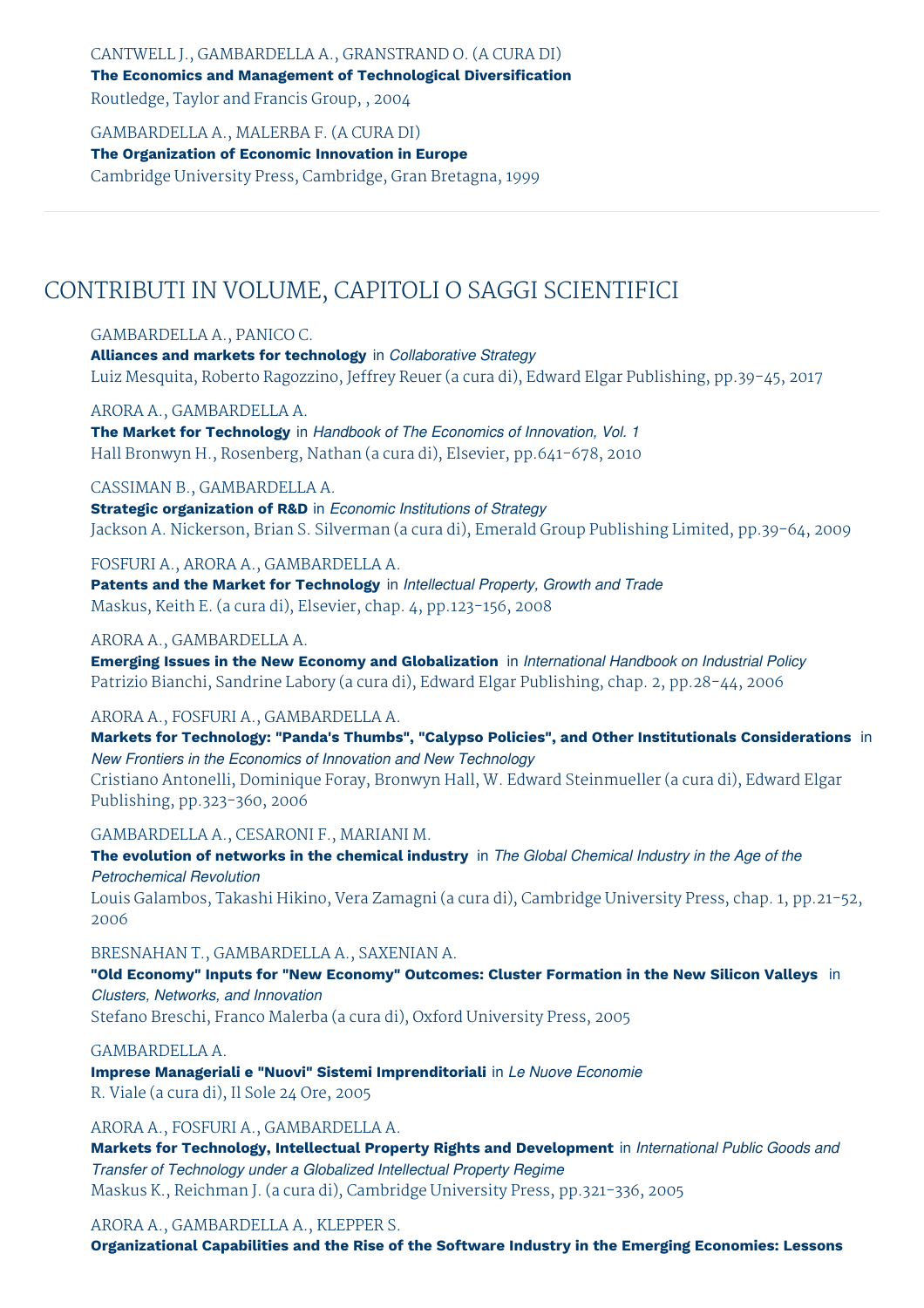CANTWELL J., GAMBARDELLA A., GRANSTRAND O. (A CURA DI)
**The Economics and Management of Technological Diversification**
Routledge, Taylor and Francis Group, , 2004

GAMBARDELLA A., MALERBA F. (A CURA DI)
**The Organization of Economic Innovation in Europe**
Cambridge University Press, Cambridge, Gran Bretagna, 1999

---

## CONTRIBUTI IN VOLUME, CAPITOLI O SAGGI SCIENTIFICI

GAMBARDELLA A., PANICO C.
**Alliances and markets for technology** in *Collaborative Strategy*
Luiz Mesquita, Roberto Ragozzino, Jeffrey Reuer (a cura di), Edward Elgar Publishing, pp.39-45, 2017

ARORA A., GAMBARDELLA A.
**The Market for Technology** in *Handbook of The Economics of Innovation, Vol. 1*
Hall Bronwyn H., Rosenberg, Nathan (a cura di), Elsevier, pp.641-678, 2010

CASSIMAN B., GAMBARDELLA A.
**Strategic organization of R&D** in *Economic Institutions of Strategy*
Jackson A. Nickerson, Brian S. Silverman (a cura di), Emerald Group Publishing Limited, pp.39-64, 2009

FOSFURI A., ARORA A., GAMBARDELLA A.
**Patents and the Market for Technology** in *Intellectual Property, Growth and Trade*
Maskus, Keith E. (a cura di), Elsevier, chap. 4, pp.123-156, 2008

ARORA A., GAMBARDELLA A.
**Emerging Issues in the New Economy and Globalization** in *International Handbook on Industrial Policy*
Patrizio Bianchi, Sandrine Labory (a cura di), Edward Elgar Publishing, chap. 2, pp.28-44, 2006

ARORA A., FOSFURI A., GAMBARDELLA A.
**Markets for Technology: "Panda's Thumbs", "Calypso Policies", and Other Institutionals Considerations** in *New Frontiers in the Economics of Innovation and New Technology*
Cristiano Antonelli, Dominique Foray, Bronwyn Hall, W. Edward Steinmueller (a cura di), Edward Elgar Publishing, pp.323-360, 2006

GAMBARDELLA A., CESARONI F., MARIANI M.
**The evolution of networks in the chemical industry** in *The Global Chemical Industry in the Age of the Petrochemical Revolution*
Louis Galambos, Takashi Hikino, Vera Zamagni (a cura di), Cambridge University Press, chap. 1, pp.21-52, 2006

BRESNAHAN T., GAMBARDELLA A., SAXENIAN A.
**"Old Economy" Inputs for "New Economy" Outcomes: Cluster Formation in the New Silicon Valleys** in *Clusters, Networks, and Innovation*
Stefano Breschi, Franco Malerba (a cura di), Oxford University Press, 2005

GAMBARDELLA A.
**Imprese Manageriali e "Nuovi" Sistemi Imprenditoriali** in *Le Nuove Economie*
R. Viale (a cura di), Il Sole 24 Ore, 2005

ARORA A., FOSFURI A., GAMBARDELLA A.
**Markets for Technology, Intellectual Property Rights and Development** in *International Public Goods and Transfer of Technology under a Globalized Intellectual Property Regime*
Maskus K., Reichman J. (a cura di), Cambridge University Press, pp.321-336, 2005

ARORA A., GAMBARDELLA A., KLEPPER S.
**Organizational Capabilities and the Rise of the Software Industry in the Emerging Economies: Lessons**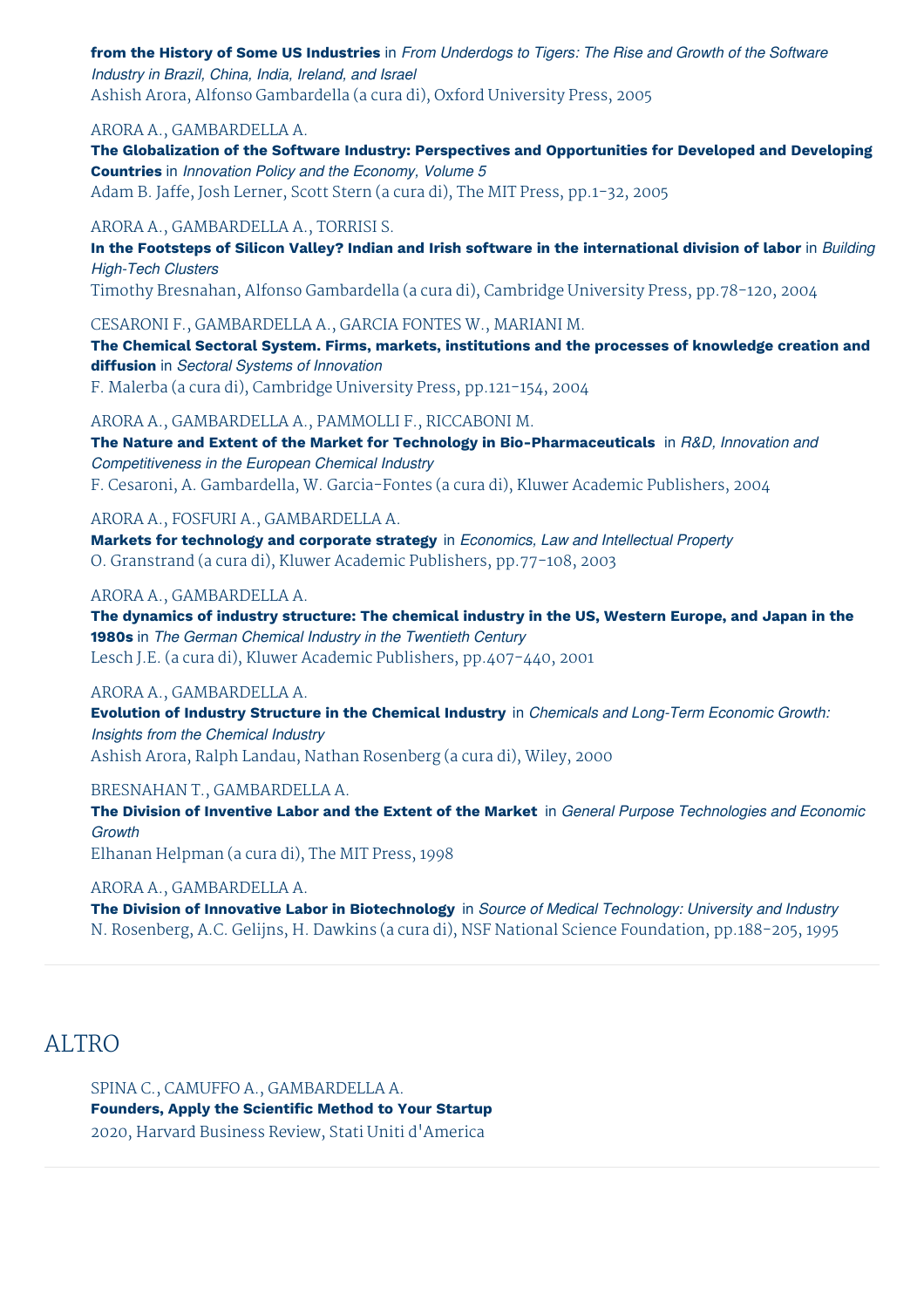**from the History of Some US Industries** in *From Underdogs to Tigers: The Rise and Growth of the Software Industry in Brazil, China, India, Ireland, and Israel*
Ashish Arora, Alfonso Gambardella (a cura di), Oxford University Press, 2005

ARORA A., GAMBARDELLA A.
**The Globalization of the Software Industry: Perspectives and Opportunities for Developed and Developing Countries** in *Innovation Policy and the Economy, Volume 5*
Adam B. Jaffe, Josh Lerner, Scott Stern (a cura di), The MIT Press, pp.1-32, 2005

ARORA A., GAMBARDELLA A., TORRISI S.
**In the Footsteps of Silicon Valley? Indian and Irish software in the international division of labor** in *Building High-Tech Clusters*
Timothy Bresnahan, Alfonso Gambardella (a cura di), Cambridge University Press, pp.78-120, 2004

CESARONI F., GAMBARDELLA A., GARCIA FONTES W., MARIANI M.
**The Chemical Sectoral System. Firms, markets, institutions and the processes of knowledge creation and diffusion** in *Sectoral Systems of Innovation*
F. Malerba (a cura di), Cambridge University Press, pp.121-154, 2004

ARORA A., GAMBARDELLA A., PAMMOLLI F., RICCABONI M.
**The Nature and Extent of the Market for Technology in Bio-Pharmaceuticals** in *R&D, Innovation and Competitiveness in the European Chemical Industry*
F. Cesaroni, A. Gambardella, W. Garcia-Fontes (a cura di), Kluwer Academic Publishers, 2004

ARORA A., FOSFURI A., GAMBARDELLA A.
**Markets for technology and corporate strategy** in *Economics, Law and Intellectual Property*
O. Granstrand (a cura di), Kluwer Academic Publishers, pp.77-108, 2003

ARORA A., GAMBARDELLA A.
**The dynamics of industry structure: The chemical industry in the US, Western Europe, and Japan in the 1980s** in *The German Chemical Industry in the Twentieth Century*
Lesch J.E. (a cura di), Kluwer Academic Publishers, pp.407-440, 2001

ARORA A., GAMBARDELLA A.
**Evolution of Industry Structure in the Chemical Industry** in *Chemicals and Long-Term Economic Growth: Insights from the Chemical Industry*
Ashish Arora, Ralph Landau, Nathan Rosenberg (a cura di), Wiley, 2000

BRESNAHAN T., GAMBARDELLA A.
**The Division of Inventive Labor and the Extent of the Market** in *General Purpose Technologies and Economic Growth*
Elhanan Helpman (a cura di), The MIT Press, 1998

ARORA A., GAMBARDELLA A.
**The Division of Innovative Labor in Biotechnology** in *Source of Medical Technology: University and Industry*
N. Rosenberg, A.C. Gelijns, H. Dawkins (a cura di), NSF National Science Foundation, pp.188-205, 1995

## ALTRO

SPINA C., CAMUFFO A., GAMBARDELLA A.
**Founders, Apply the Scientific Method to Your Startup**
2020, Harvard Business Review, Stati Uniti d'America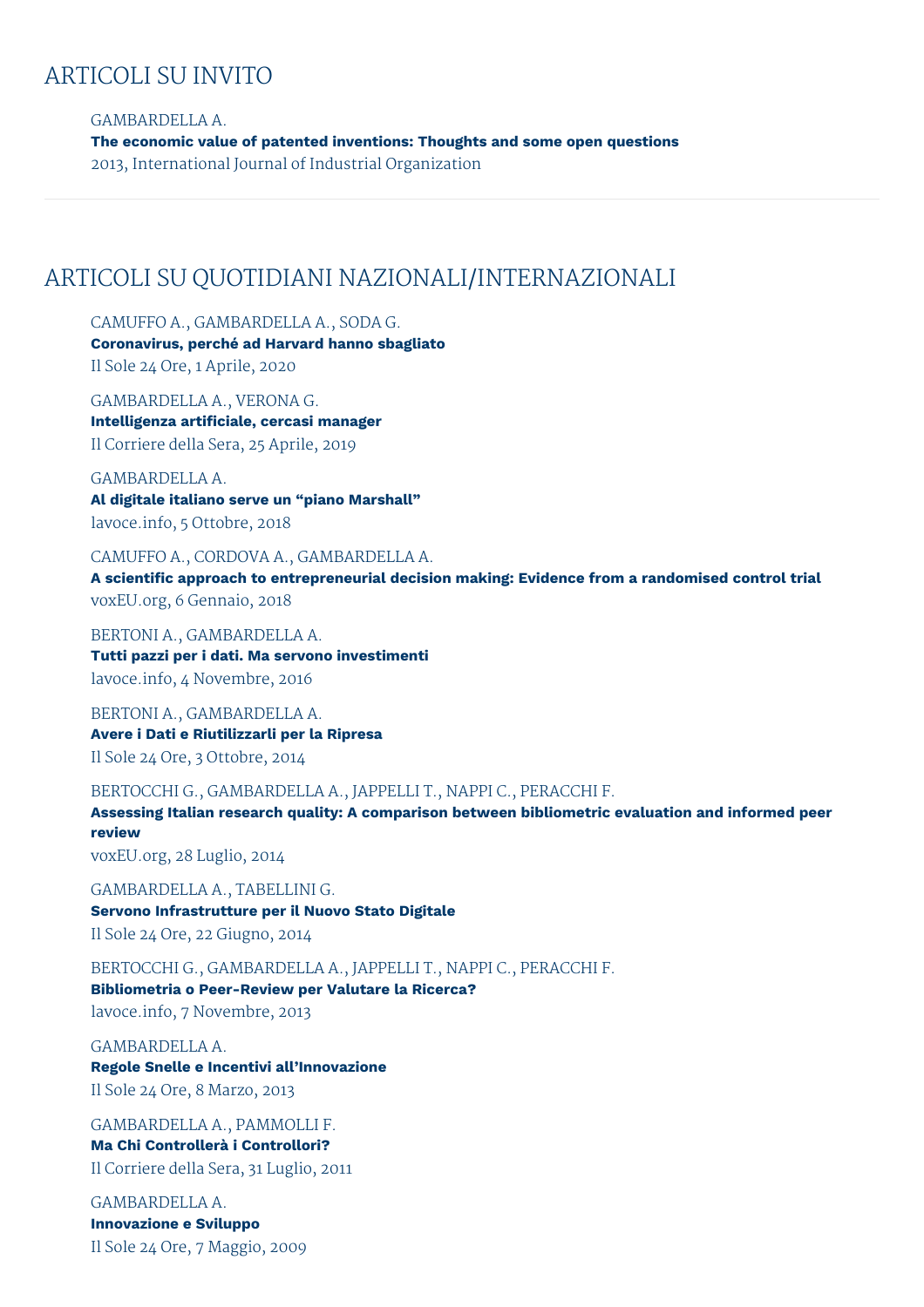## ARTICOLI SU INVITO

GAMBARDELLA A.
**The economic value of patented inventions: Thoughts and some open questions**
2013, International Journal of Industrial Organization

---

## ARTICOLI SU QUOTIDIANI NAZIONALI/INTERNAZIONALI

CAMUFFO A., GAMBARDELLA A., SODA G.
**Coronavirus, perché ad Harvard hanno sbagliato**
Il Sole 24 Ore, 1 Aprile, 2020

GAMBARDELLA A., VERONA G.
**Intelligenza artificiale, cercasi manager**
Il Corriere della Sera, 25 Aprile, 2019

GAMBARDELLA A.
**Al digitale italiano serve un "piano Marshall"**
lavoce.info, 5 Ottobre, 2018

CAMUFFO A., CORDOVA A., GAMBARDELLA A.
**A scientific approach to entrepreneurial decision making: Evidence from a randomised control trial**
voxEU.org, 6 Gennaio, 2018

BERTONI A., GAMBARDELLA A.
**Tutti pazzi per i dati. Ma servono investimenti**
lavoce.info, 4 Novembre, 2016

BERTONI A., GAMBARDELLA A.
**Avere i Dati e Riutilizzarli per la Ripresa**
Il Sole 24 Ore, 3 Ottobre, 2014

BERTOCCHI G., GAMBARDELLA A., JAPPELLI T., NAPPI C., PERACCHI F.
**Assessing Italian research quality: A comparison between bibliometric evaluation and informed peer review**
voxEU.org, 28 Luglio, 2014

GAMBARDELLA A., TABELLINI G.
**Servono Infrastrutture per il Nuovo Stato Digitale**
Il Sole 24 Ore, 22 Giugno, 2014

BERTOCCHI G., GAMBARDELLA A., JAPPELLI T., NAPPI C., PERACCHI F.
**Bibliometria o Peer-Review per Valutare la Ricerca?**
lavoce.info, 7 Novembre, 2013

GAMBARDELLA A.
**Regole Snelle e Incentivi all'Innovazione**
Il Sole 24 Ore, 8 Marzo, 2013

GAMBARDELLA A., PAMMOLLI F.
**Ma Chi Controllerà i Controllori?**
Il Corriere della Sera, 31 Luglio, 2011

GAMBARDELLA A.
**Innovazione e Sviluppo**
Il Sole 24 Ore, 7 Maggio, 2009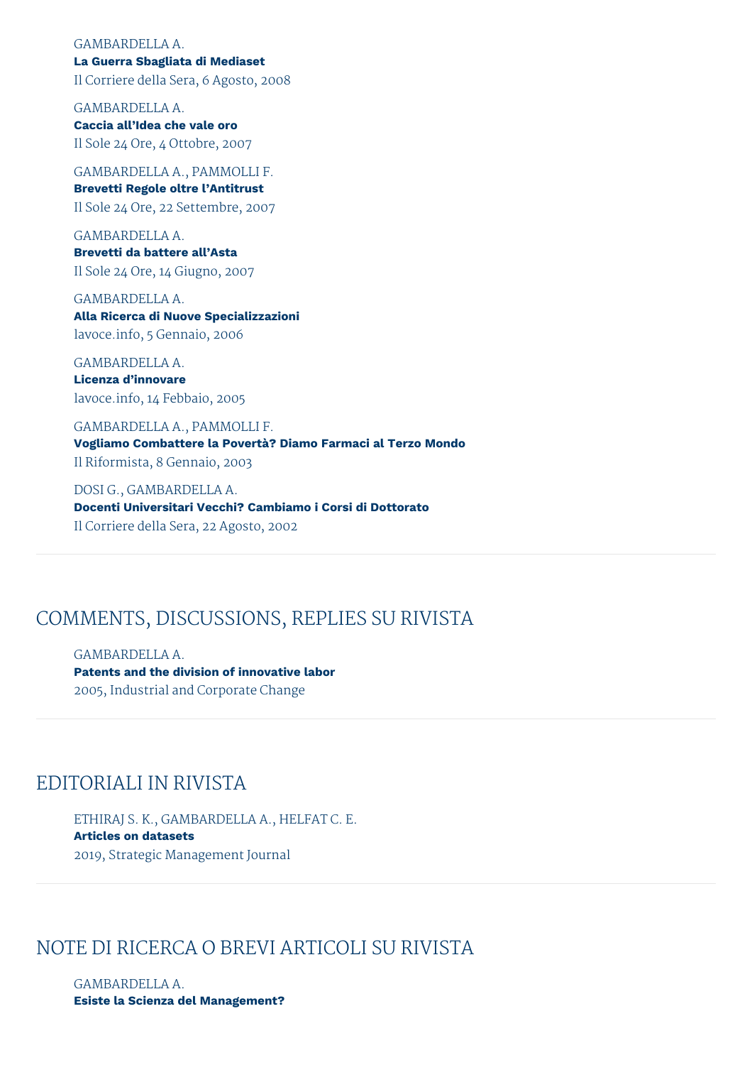GAMBARDELLA A.
**La Guerra Sbagliata di Mediaset**
Il Corriere della Sera, 6 Agosto, 2008

GAMBARDELLA A.
**Caccia all'Idea che vale oro**
Il Sole 24 Ore, 4 Ottobre, 2007

GAMBARDELLA A., PAMMOLLI F.
**Brevetti Regole oltre l'Antitrust**
Il Sole 24 Ore, 22 Settembre, 2007

GAMBARDELLA A.
**Brevetti da battere all'Asta**
Il Sole 24 Ore, 14 Giugno, 2007

GAMBARDELLA A.
**Alla Ricerca di Nuove Specializzazioni**
lavoce.info, 5 Gennaio, 2006

GAMBARDELLA A.
**Licenza d'innovare**
lavoce.info, 14 Febbaio, 2005

GAMBARDELLA A., PAMMOLLI F.
**Vogliamo Combattere la Povertà? Diamo Farmaci al Terzo Mondo**
Il Riformista, 8 Gennaio, 2003

DOSI G., GAMBARDELLA A.
**Docenti Universitari Vecchi? Cambiamo i Corsi di Dottorato**
Il Corriere della Sera, 22 Agosto, 2002

## COMMENTS, DISCUSSIONS, REPLIES SU RIVISTA

GAMBARDELLA A.
**Patents and the division of innovative labor**
2005, Industrial and Corporate Change

## EDITORIALI IN RIVISTA

ETHIRAJ S. K., GAMBARDELLA A., HELFAT C. E.
**Articles on datasets**
2019, Strategic Management Journal

## NOTE DI RICERCA O BREVI ARTICOLI SU RIVISTA

GAMBARDELLA A.
**Esiste la Scienza del Management?**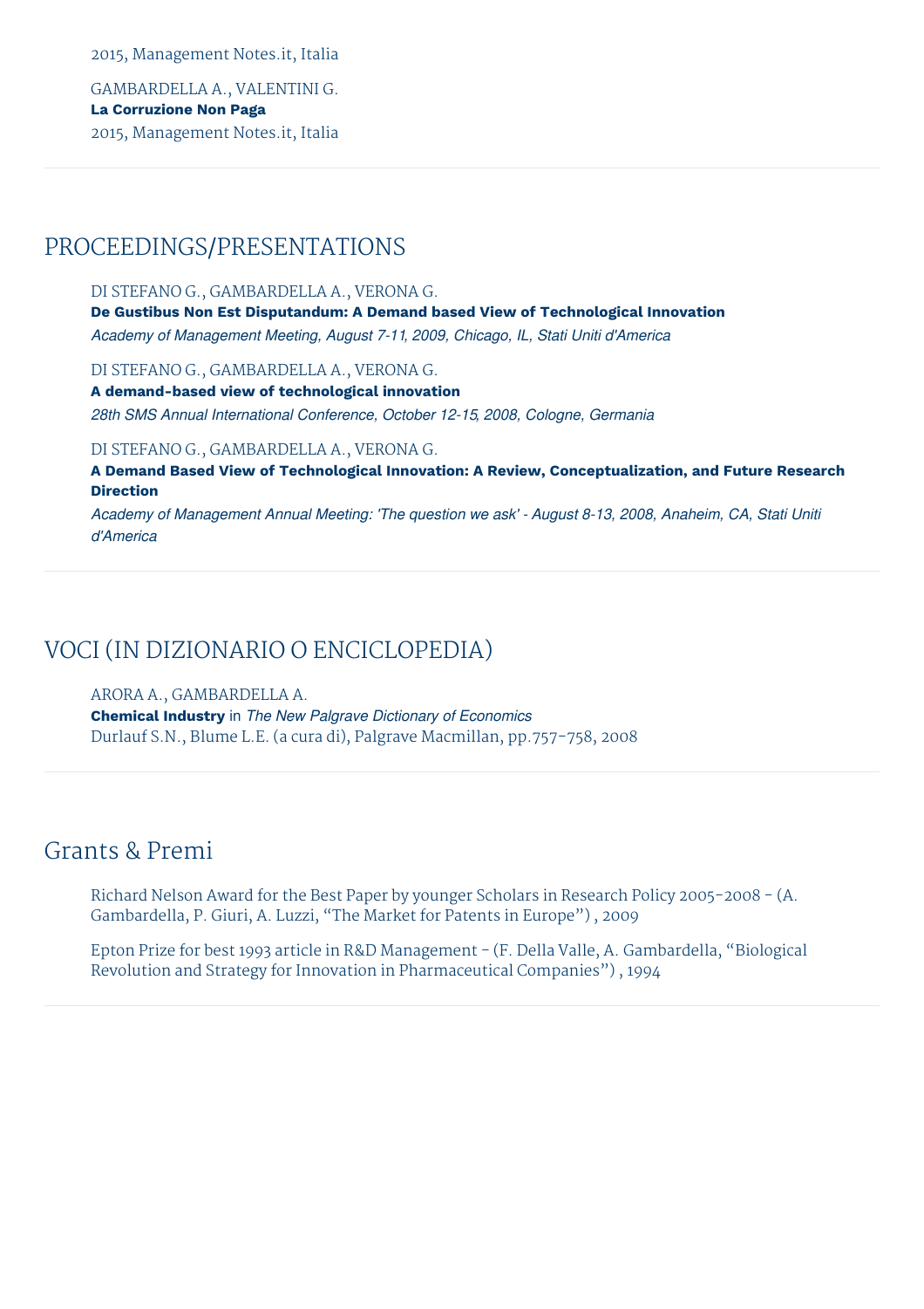2015, Management Notes.it, Italia

GAMBARDELLA A., VALENTINI G.
**La Corruzione Non Paga**
2015, Management Notes.it, Italia

## PROCEEDINGS/PRESENTATIONS

DI STEFANO G., GAMBARDELLA A., VERONA G.
**De Gustibus Non Est Disputandum: A Demand based View of Technological Innovation**
*Academy of Management Meeting, August 7-11, 2009, Chicago, IL, Stati Uniti d'America*

DI STEFANO G., GAMBARDELLA A., VERONA G.
**A demand-based view of technological innovation**
*28th SMS Annual International Conference, October 12-15, 2008, Cologne, Germania*

DI STEFANO G., GAMBARDELLA A., VERONA G.
**A Demand Based View of Technological Innovation: A Review, Conceptualization, and Future Research Direction**
*Academy of Management Annual Meeting: 'The question we ask' - August 8-13, 2008, Anaheim, CA, Stati Uniti d'America*

## VOCI (IN DIZIONARIO O ENCICLOPEDIA)

ARORA A., GAMBARDELLA A.
**Chemical Industry** in *The New Palgrave Dictionary of Economics*
Durlauf S.N., Blume L.E. (a cura di), Palgrave Macmillan, pp.757-758, 2008

## Grants & Premi

Richard Nelson Award for the Best Paper by younger Scholars in Research Policy 2005-2008 - (A. Gambardella, P. Giuri, A. Luzzi, "The Market for Patents in Europe") , 2009

Epton Prize for best 1993 article in R&D Management - (F. Della Valle, A. Gambardella, "Biological Revolution and Strategy for Innovation in Pharmaceutical Companies") , 1994